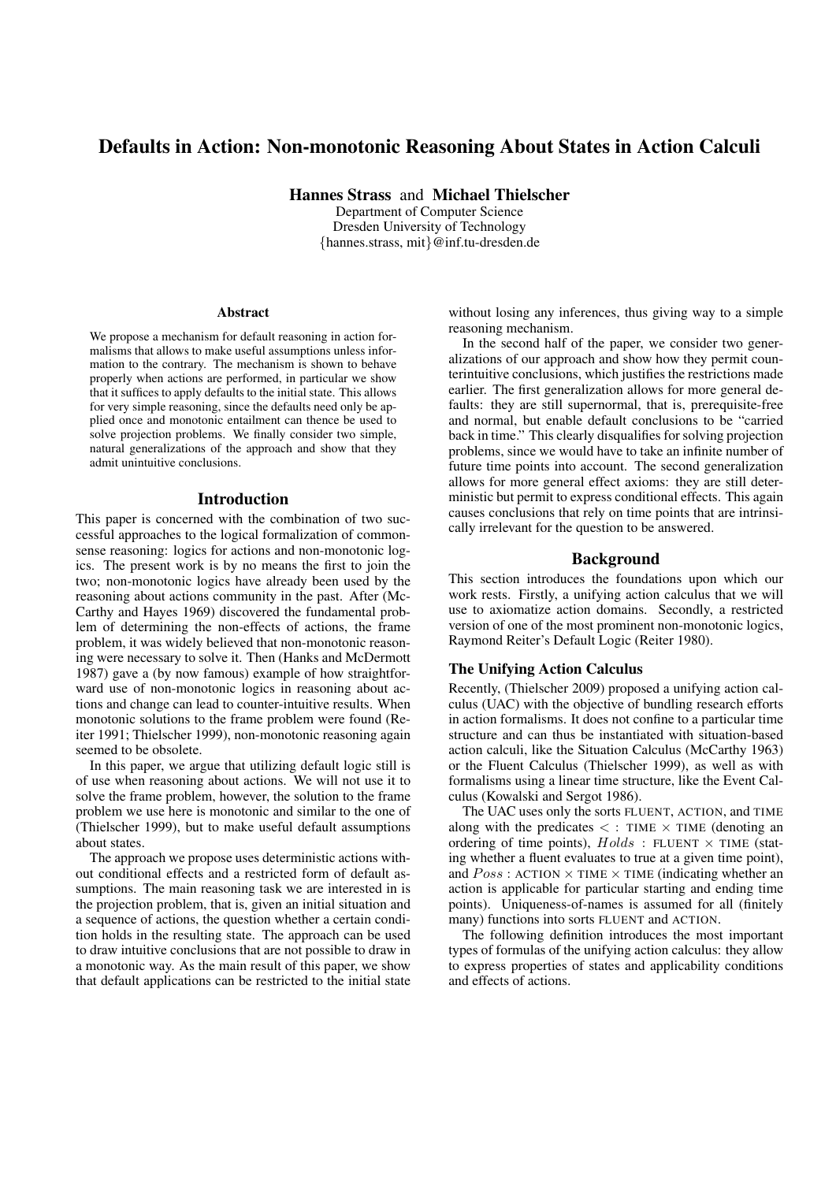# Defaults in Action: Non-monotonic Reasoning About States in Action Calculi

**Hannes Strass** and **Michael Thielscher**
Department of Computer Science
Dresden University of Technology
{hannes.strass, mit}@inf.tu-dresden.de

### Abstract

We propose a mechanism for default reasoning in action formalisms that allows to make useful assumptions unless information to the contrary. The mechanism is shown to behave properly when actions are performed, in particular we show that it suffices to apply defaults to the initial state. This allows for very simple reasoning, since the defaults need only be applied once and monotonic entailment can thence be used to solve projection problems. We finally consider two simple, natural generalizations of the approach and show that they admit unintuitive conclusions.

## Introduction

This paper is concerned with the combination of two successful approaches to the logical formalization of commonsense reasoning: logics for actions and non-monotonic logics. The present work is by no means the first to join the two; non-monotonic logics have already been used by the reasoning about actions community in the past. After (McCarthy and Hayes 1969) discovered the fundamental problem of determining the non-effects of actions, the frame problem, it was widely believed that non-monotonic reasoning were necessary to solve it. Then (Hanks and McDermott 1987) gave a (by now famous) example of how straightforward use of non-monotonic logics in reasoning about actions and change can lead to counter-intuitive results. When monotonic solutions to the frame problem were found (Reiter 1991; Thielscher 1999), non-monotonic reasoning again seemed to be obsolete.

In this paper, we argue that utilizing default logic still is of use when reasoning about actions. We will not use it to solve the frame problem, however, the solution to the frame problem we use here is monotonic and similar to the one of (Thielscher 1999), but to make useful default assumptions about states.

The approach we propose uses deterministic actions without conditional effects and a restricted form of default assumptions. The main reasoning task we are interested in is the projection problem, that is, given an initial situation and a sequence of actions, the question whether a certain condition holds in the resulting state. The approach can be used to draw intuitive conclusions that are not possible to draw in a monotonic way. As the main result of this paper, we show that default applications can be restricted to the initial state without losing any inferences, thus giving way to a simple reasoning mechanism.

In the second half of the paper, we consider two generalizations of our approach and show how they permit counterintuitive conclusions, which justifies the restrictions made earlier. The first generalization allows for more general defaults: they are still supernormal, that is, prerequisite-free and normal, but enable default conclusions to be "carried back in time." This clearly disqualifies for solving projection problems, since we would have to take an infinite number of future time points into account. The second generalization allows for more general effect axioms: they are still deterministic but permit to express conditional effects. This again causes conclusions that rely on time points that are intrinsically irrelevant for the question to be answered.

## Background

This section introduces the foundations upon which our work rests. Firstly, a unifying action calculus that we will use to axiomatize action domains. Secondly, a restricted version of one of the most prominent non-monotonic logics, Raymond Reiter's Default Logic (Reiter 1980).

### The Unifying Action Calculus

Recently, (Thielscher 2009) proposed a unifying action calculus (UAC) with the objective of bundling research efforts in action formalisms. It does not confine to a particular time structure and can thus be instantiated with situation-based action calculi, like the Situation Calculus (McCarthy 1963) or the Fluent Calculus (Thielscher 1999), as well as with formalisms using a linear time structure, like the Event Calculus (Kowalski and Sergot 1986).

The UAC uses only the sorts FLUENT, ACTION, and TIME along with the predicates $< :$ TIME $\times$ TIME (denoting an ordering of time points), $Holds$ : FLUENT $\times$ TIME (stating whether a fluent evaluates to true at a given time point), and $Poss$ : ACTION $\times$ TIME $\times$ TIME (indicating whether an action is applicable for particular starting and ending time points). Uniqueness-of-names is assumed for all (finitely many) functions into sorts FLUENT and ACTION.

The following definition introduces the most important types of formulas of the unifying action calculus: they allow to express properties of states and applicability conditions and effects of actions.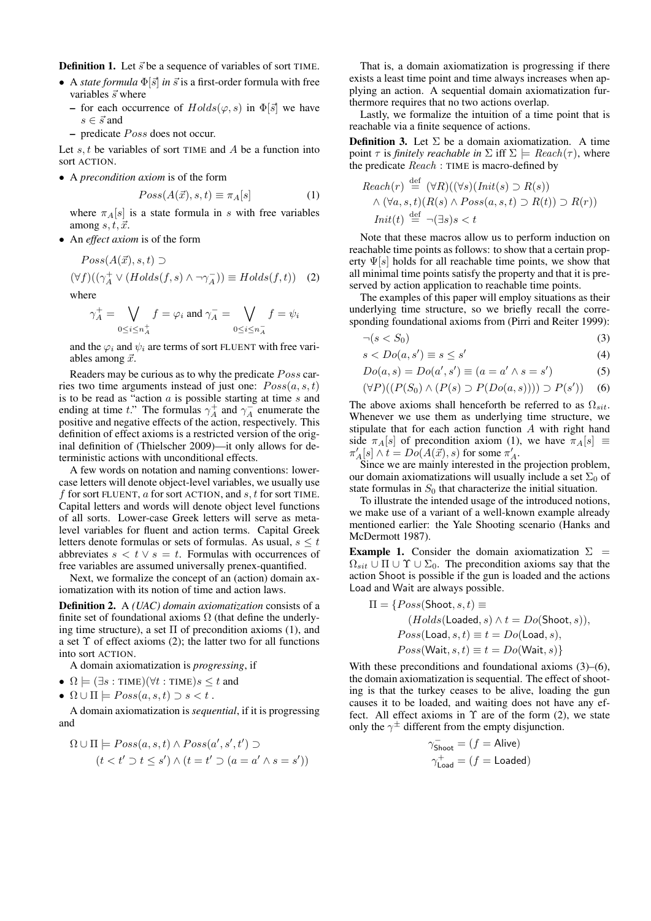**Definition 1.** Let $\vec{s}$ be a sequence of variables of sort TIME.

- A *state formula* $\Phi[\vec{s}]$ *in* $\vec{s}$ is a first-order formula with free variables $\vec{s}$ where
  - for each occurrence of $Holds(\varphi, s)$ in $\Phi[\vec{s}]$ we have $s \in \vec{s}$ and
  - predicate $Poss$ does not occur.

Let $s, t$ be variables of sort TIME and $A$ be a function into sort ACTION.

- A *precondition axiom* is of the form

$$Poss(A(\vec{x}), s, t) \equiv \pi_A[s] \tag{1}$$

  where $\pi_A[s]$ is a state formula in $s$ with free variables among $s, t, \vec{x}$.

- An *effect axiom* is of the form

$$Poss(A(\vec{x}), s, t) \supset$$
$$(\forall f)((\gamma_A^+ \vee (Holds(f, s) \wedge \neg\gamma_A^-)) \equiv Holds(f, t)) \tag{2}$$

  where

$$\gamma_A^+ = \bigvee_{0 \leq i \leq n_A^+} f = \varphi_i \text{ and } \gamma_A^- = \bigvee_{0 \leq i \leq n_A^-} f = \psi_i$$

  and the $\varphi_i$ and $\psi_i$ are terms of sort FLUENT with free variables among $\vec{x}$.

Readers may be curious as to why the predicate $Poss$ carries two time arguments instead of just one: $Poss(a, s, t)$ is to be read as "action $a$ is possible starting at time $s$ and ending at time $t$." The formulas $\gamma_A^+$ and $\gamma_A^-$ enumerate the positive and negative effects of the action, respectively. This definition of effect axioms is a restricted version of the original definition of (Thielscher 2009)—it only allows for deterministic actions with unconditional effects.

A few words on notation and naming conventions: lower-case letters will denote object-level variables, we usually use $f$ for sort FLUENT, $a$ for sort ACTION, and $s, t$ for sort TIME. Capital letters and words will denote object level functions of all sorts. Lower-case Greek letters will serve as meta-level variables for fluent and action terms. Capital Greek letters denote formulas or sets of formulas. As usual, $s \leq t$ abbreviates $s < t \vee s = t$. Formulas with occurrences of free variables are assumed universally prenex-quantified.

Next, we formalize the concept of an (action) domain axiomatization with its notion of time and action laws.

**Definition 2.** A *(UAC) domain axiomatization* consists of a finite set of foundational axioms $\Omega$ (that define the underlying time structure), a set $\Pi$ of precondition axioms (1), and a set $\Upsilon$ of effect axioms (2); the latter two for all functions into sort ACTION.

A domain axiomatization is *progressing*, if

- $\Omega \models (\exists s : \text{TIME})(\forall t : \text{TIME}) s \leq t$ and
- $\Omega \cup \Pi \models Poss(a, s, t) \supset s < t$ .

A domain axiomatization is *sequential*, if it is progressing and

$$\Omega \cup \Pi \models Poss(a, s, t) \wedge Poss(a', s', t') \supset$$
$$(t < t' \supset t \leq s') \wedge (t = t' \supset (a = a' \wedge s = s'))$$

That is, a domain axiomatization is progressing if there exists a least time point and time always increases when applying an action. A sequential domain axiomatization furthermore requires that no two actions overlap.

Lastly, we formalize the intuition of a time point that is reachable via a finite sequence of actions.

**Definition 3.** Let $\Sigma$ be a domain axiomatization. A time point $\tau$ is *finitely reachable in* $\Sigma$ iff $\Sigma \models Reach(\tau)$, where the predicate $Reach$ : TIME is macro-defined by

$$Reach(r) \stackrel{\text{def}}{=} (\forall R)((\forall s)(Init(s) \supset R(s))$$
$$\wedge (\forall a, s, t)(R(s) \wedge Poss(a, s, t) \supset R(t)) \supset R(r))$$
$$Init(t) \stackrel{\text{def}}{=} \neg(\exists s) s < t$$

Note that these macros allow us to perform induction on reachable time points as follows: to show that a certain property $\Psi[s]$ holds for all reachable time points, we show that all minimal time points satisfy the property and that it is preserved by action application to reachable time points.

The examples of this paper will employ situations as their underlying time structure, so we briefly recall the corresponding foundational axioms from (Pirri and Reiter 1999):

$$\neg(s < S_0) \tag{3}$$
$$s < Do(a, s') \equiv s \leq s' \tag{4}$$
$$Do(a, s) = Do(a', s') \equiv (a = a' \wedge s = s') \tag{5}$$
$$(\forall P)((P(S_0) \wedge (P(s) \supset P(Do(a, s)))) \supset P(s')) \tag{6}$$

The above axioms shall henceforth be referred to as $\Omega_{sit}$. Whenever we use them as underlying time structure, we stipulate that for each action function $A$ with right hand side $\pi_A[s]$ of precondition axiom (1), we have $\pi_A[s] \equiv \pi'_A[s] \wedge t = Do(A(\vec{x}), s)$ for some $\pi'_A$.

Since we are mainly interested in the projection problem, our domain axiomatizations will usually include a set $\Sigma_0$ of state formulas in $S_0$ that characterize the initial situation.

To illustrate the intended usage of the introduced notions, we make use of a variant of a well-known example already mentioned earlier: the Yale Shooting scenario (Hanks and McDermott 1987).

**Example 1.** Consider the domain axiomatization $\Sigma = \Omega_{sit} \cup \Pi \cup \Upsilon \cup \Sigma_0$. The precondition axioms say that the action Shoot is possible if the gun is loaded and the actions Load and Wait are always possible.

$$\Pi = \{Poss(\mathsf{Shoot}, s, t) \equiv$$
$$(Holds(\mathsf{Loaded}, s) \wedge t = Do(\mathsf{Shoot}, s)),$$
$$Poss(\mathsf{Load}, s, t) \equiv t = Do(\mathsf{Load}, s),$$
$$Poss(\mathsf{Wait}, s, t) \equiv t = Do(\mathsf{Wait}, s)\}$$

With these preconditions and foundational axioms (3)–(6), the domain axiomatization is sequential. The effect of shooting is that the turkey ceases to be alive, loading the gun causes it to be loaded, and waiting does not have any effect. All effect axioms in $\Upsilon$ are of the form (2), we state only the $\gamma^\pm$ different from the empty disjunction.

$$\gamma_{\mathsf{Shoot}}^- = (f = \mathsf{Alive})$$
$$\gamma_{\mathsf{Load}}^+ = (f = \mathsf{Loaded})$$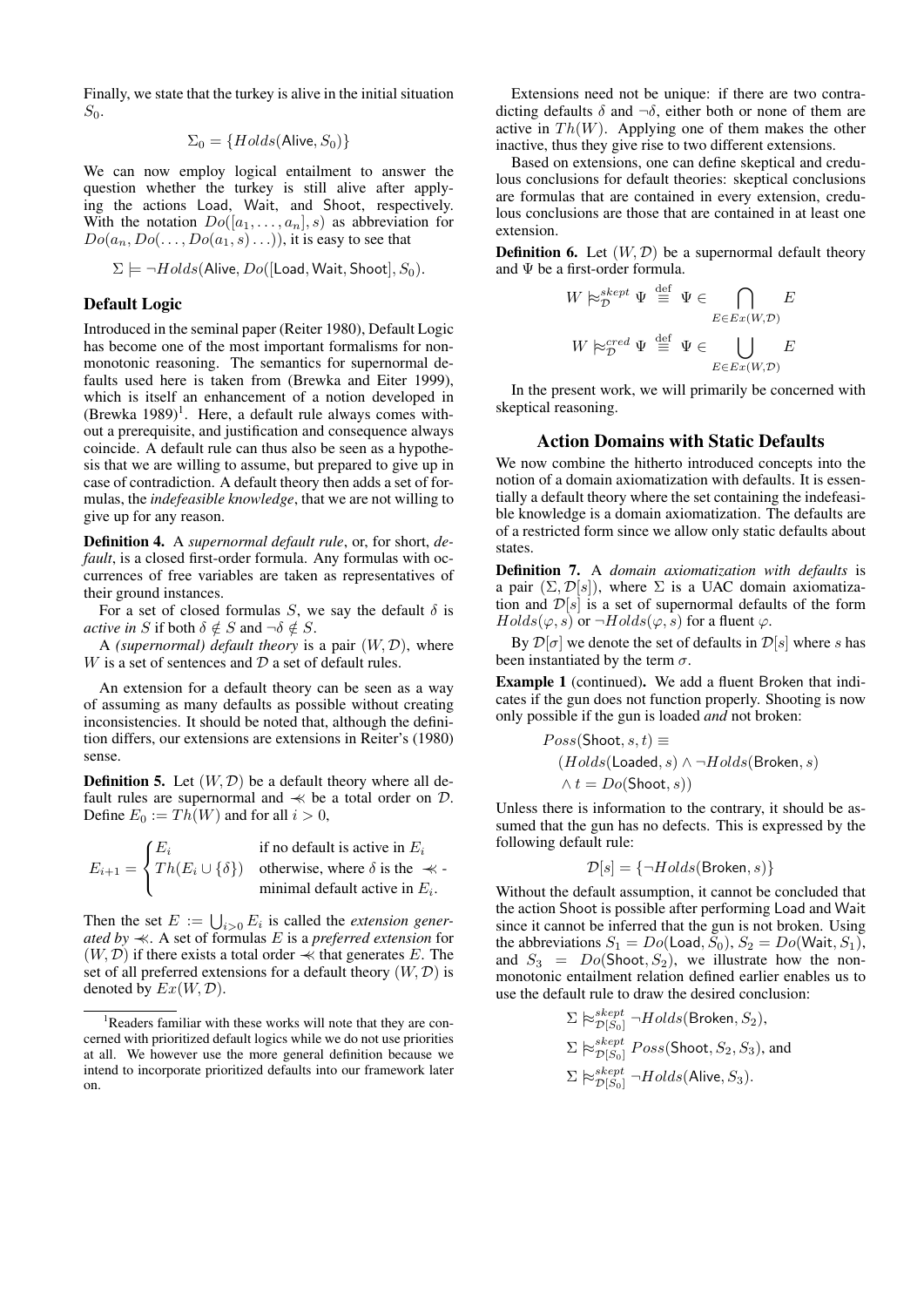Finally, we state that the turkey is alive in the initial situation $S_0$.

$$\Sigma_0 = \{Holds(\mathsf{Alive}, S_0)\}$$

We can now employ logical entailment to answer the question whether the turkey is still alive after applying the actions Load, Wait, and Shoot, respectively. With the notation $Do([a_1, \ldots, a_n], s)$ as abbreviation for $Do(a_n, Do(\ldots, Do(a_1, s)\ldots))$, it is easy to see that

$$\Sigma \models \neg Holds(\mathsf{Alive}, Do([\mathsf{Load}, \mathsf{Wait}, \mathsf{Shoot}], S_0)).$$

## Default Logic

Introduced in the seminal paper (Reiter 1980), Default Logic has become one of the most important formalisms for non-monotonic reasoning. The semantics for supernormal defaults used here is taken from (Brewka and Eiter 1999), which is itself an enhancement of a notion developed in (Brewka 1989)[1]. Here, a default rule always comes without a prerequisite, and justification and consequence always coincide. A default rule can thus also be seen as a hypothesis that we are willing to assume, but prepared to give up in case of contradiction. A default theory then adds a set of formulas, the *indefeasible knowledge*, that we are not willing to give up for any reason.

**Definition 4.** A *supernormal default rule*, or, for short, *default*, is a closed first-order formula. Any formulas with occurrences of free variables are taken as representatives of their ground instances.

For a set of closed formulas $S$, we say the default $\delta$ is *active in* $S$ if both $\delta \notin S$ and $\neg\delta \notin S$.

A *(supernormal) default theory* is a pair $(W, \mathcal{D})$, where $W$ is a set of sentences and $\mathcal{D}$ a set of default rules.

An extension for a default theory can be seen as a way of assuming as many defaults as possible without creating inconsistencies. It should be noted that, although the definition differs, our extensions are extensions in Reiter's (1980) sense.

**Definition 5.** Let $(W, \mathcal{D})$ be a default theory where all default rules are supernormal and $\lessdot$ be a total order on $\mathcal{D}$. Define $E_0 := Th(W)$ and for all $i > 0$,

$$E_{i+1} = \begin{cases} E_i & \text{if no default is active in } E_i \\ Th(E_i \cup \{\delta\}) & \text{otherwise, where } \delta \text{ is the } \lessdot\text{-minimal default active in } E_i. \end{cases}$$

Then the set $E := \bigcup_{i>0} E_i$ is called the *extension generated by* $\lessdot$. A set of formulas $E$ is a *preferred extension* for $(W, \mathcal{D})$ if there exists a total order $\lessdot$ that generates $E$. The set of all preferred extensions for a default theory $(W, \mathcal{D})$ is denoted by $Ex(W, \mathcal{D})$.

[1] Readers familiar with these works will note that they are concerned with prioritized default logics while we do not use priorities at all. We however use the more general definition because we intend to incorporate prioritized defaults into our framework later on.

Extensions need not be unique: if there are two contradicting defaults $\delta$ and $\neg\delta$, either both or none of them are active in $Th(W)$. Applying one of them makes the other inactive, thus they give rise to two different extensions.

Based on extensions, one can define skeptical and credulous conclusions for default theories: skeptical conclusions are formulas that are contained in every extension, credulous conclusions are those that are contained in at least one extension.

**Definition 6.** Let $(W, \mathcal{D})$ be a supernormal default theory and $\Psi$ be a first-order formula.

$$W \approx^{skept}_{\mathcal{D}} \Psi \overset{\text{def}}{\equiv} \Psi \in \bigcap_{E \in Ex(W,\mathcal{D})} E$$

$$W \approx^{cred}_{\mathcal{D}} \Psi \overset{\text{def}}{\equiv} \Psi \in \bigcup_{E \in Ex(W,\mathcal{D})} E$$

In the present work, we will primarily be concerned with skeptical reasoning.

## Action Domains with Static Defaults

We now combine the hitherto introduced concepts into the notion of a domain axiomatization with defaults. It is essentially a default theory where the set containing the indefeasible knowledge is a domain axiomatization. The defaults are of a restricted form since we allow only static defaults about states.

**Definition 7.** A *domain axiomatization with defaults* is a pair $(\Sigma, \mathcal{D}[s])$, where $\Sigma$ is a UAC domain axiomatization and $\mathcal{D}[s]$ is a set of supernormal defaults of the form $Holds(\varphi, s)$ or $\neg Holds(\varphi, s)$ for a fluent $\varphi$.

By $\mathcal{D}[\sigma]$ we denote the set of defaults in $\mathcal{D}[s]$ where $s$ has been instantiated by the term $\sigma$.

**Example 1** (continued)**.** We add a fluent Broken that indicates if the gun does not function properly. Shooting is now only possible if the gun is loaded *and* not broken:

$$\begin{aligned} &Poss(\mathsf{Shoot}, s, t) \equiv \\ &\quad (Holds(\mathsf{Loaded}, s) \wedge \neg Holds(\mathsf{Broken}, s) \\ &\quad \wedge\, t = Do(\mathsf{Shoot}, s)) \end{aligned}$$

Unless there is information to the contrary, it should be assumed that the gun has no defects. This is expressed by the following default rule:

$$\mathcal{D}[s] = \{\neg Holds(\mathsf{Broken}, s)\}$$

Without the default assumption, it cannot be concluded that the action Shoot is possible after performing Load and Wait since it cannot be inferred that the gun is not broken. Using the abbreviations $S_1 = Do(\mathsf{Load}, S_0)$, $S_2 = Do(\mathsf{Wait}, S_1)$, and $S_3 = Do(\mathsf{Shoot}, S_2)$, we illustrate how the non-monotonic entailment relation defined earlier enables us to use the default rule to draw the desired conclusion:

$$\Sigma \approx^{skept}_{\mathcal{D}[S_0]} \neg Holds(\mathsf{Broken}, S_2),$$

$$\Sigma \approx^{skept}_{\mathcal{D}[S_0]} Poss(\mathsf{Shoot}, S_2, S_3), \text{ and}$$

$$\Sigma \approx^{skept}_{\mathcal{D}[S_0]} \neg Holds(\mathsf{Alive}, S_3).$$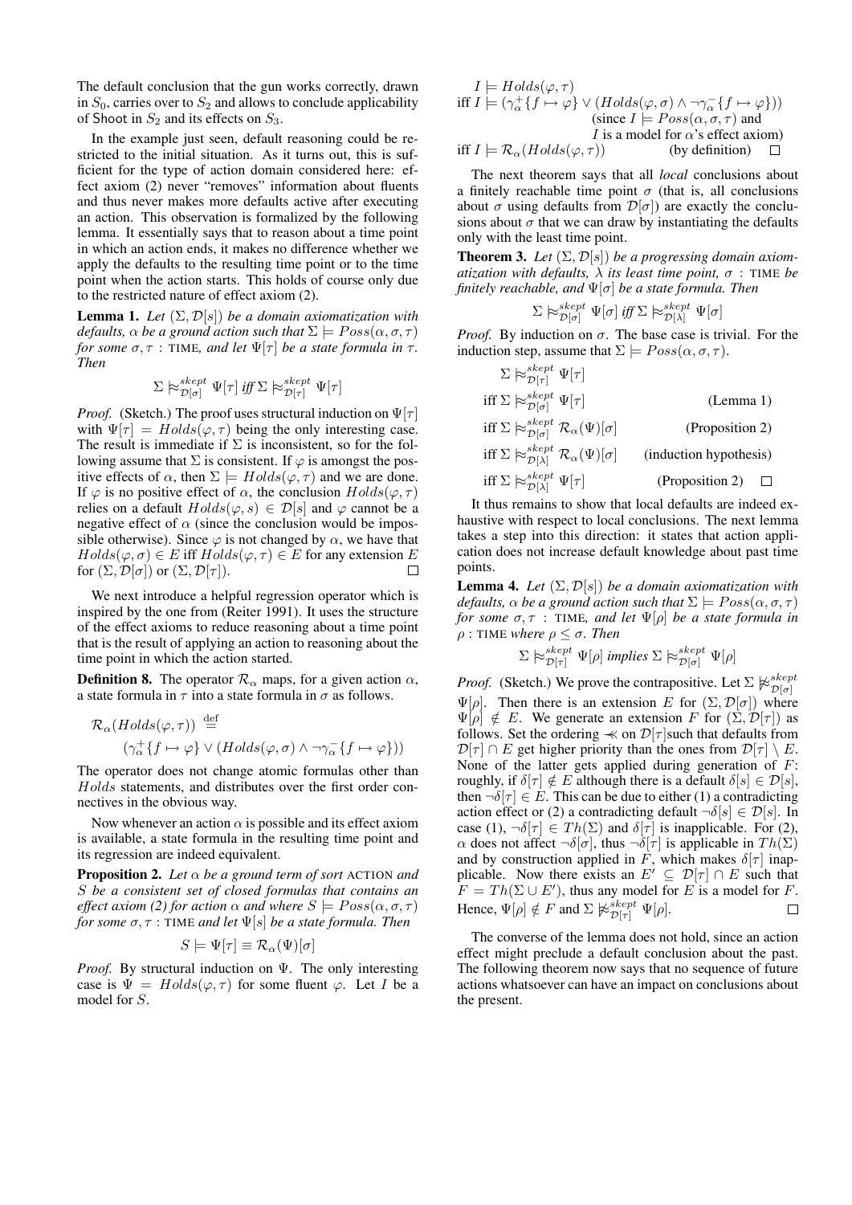The default conclusion that the gun works correctly, drawn in $S_0$, carries over to $S_2$ and allows to conclude applicability of Shoot in $S_2$ and its effects on $S_3$.

In the example just seen, default reasoning could be restricted to the initial situation. As it turns out, this is sufficient for the type of action domain considered here: effect axiom (2) never "removes" information about fluents and thus never makes more defaults active after executing an action. This observation is formalized by the following lemma. It essentially says that to reason about a time point in which an action ends, it makes no difference whether we apply the defaults to the resulting time point or to the time point when the action starts. This holds of course only due to the restricted nature of effect axiom (2).

**Lemma 1.** *Let $(\Sigma, \mathcal{D}[s])$ be a domain axiomatization with defaults, $\alpha$ be a ground action such that $\Sigma \models Poss(\alpha, \sigma, \tau)$ for some $\sigma, \tau$ : TIME, and let $\Psi[\tau]$ be a state formula in $\tau$. Then*

$$\Sigma \approx^{skept}_{\mathcal{D}[\sigma]} \Psi[\tau] \text{ iff } \Sigma \approx^{skept}_{\mathcal{D}[\tau]} \Psi[\tau]$$

*Proof.* (Sketch.) The proof uses structural induction on $\Psi[\tau]$ with $\Psi[\tau] = Holds(\varphi, \tau)$ being the only interesting case. The result is immediate if $\Sigma$ is inconsistent, so for the following assume that $\Sigma$ is consistent. If $\varphi$ is amongst the positive effects of $\alpha$, then $\Sigma \models Holds(\varphi, \tau)$ and we are done. If $\varphi$ is no positive effect of $\alpha$, the conclusion $Holds(\varphi, \tau)$ relies on a default $Holds(\varphi, s) \in \mathcal{D}[s]$ and $\varphi$ cannot be a negative effect of $\alpha$ (since the conclusion would be impossible otherwise). Since $\varphi$ is not changed by $\alpha$, we have that $Holds(\varphi, \sigma) \in E$ iff $Holds(\varphi, \tau) \in E$ for any extension $E$ for $(\Sigma, \mathcal{D}[\sigma])$ or $(\Sigma, \mathcal{D}[\tau])$. □

We next introduce a helpful regression operator which is inspired by the one from (Reiter 1991). It uses the structure of the effect axioms to reduce reasoning about a time point that is the result of applying an action to reasoning about the time point in which the action started.

**Definition 8.** The operator $\mathcal{R}_\alpha$ maps, for a given action $\alpha$, a state formula in $\tau$ into a state formula in $\sigma$ as follows.

$$\mathcal{R}_\alpha(Holds(\varphi, \tau)) \stackrel{\text{def}}{=} (\gamma^+_\alpha\{f \mapsto \varphi\} \vee (Holds(\varphi, \sigma) \wedge \neg\gamma^-_\alpha\{f \mapsto \varphi\}))$$

The operator does not change atomic formulas other than $Holds$ statements, and distributes over the first order connectives in the obvious way.

Now whenever an action $\alpha$ is possible and its effect axiom is available, a state formula in the resulting time point and its regression are indeed equivalent.

**Proposition 2.** *Let $\alpha$ be a ground term of sort* ACTION *and $S$ be a consistent set of closed formulas that contains an effect axiom (2) for action $\alpha$ and where $S \models Poss(\alpha, \sigma, \tau)$ for some $\sigma, \tau$ : TIME and let $\Psi[s]$ be a state formula. Then*

$$S \models \Psi[\tau] \equiv \mathcal{R}_\alpha(\Psi)[\sigma]$$

*Proof.* By structural induction on $\Psi$. The only interesting case is $\Psi = Holds(\varphi, \tau)$ for some fluent $\varphi$. Let $I$ be a model for $S$.

$I \models Holds(\varphi, \tau)$
iff $I \models (\gamma^+_\alpha\{f \mapsto \varphi\} \vee (Holds(\varphi, \sigma) \wedge \neg\gamma^-_\alpha\{f \mapsto \varphi\}))$
(since $I \models Poss(\alpha, \sigma, \tau)$ and $I$ is a model for $\alpha$'s effect axiom)
iff $I \models \mathcal{R}_\alpha(Holds(\varphi, \tau))$ (by definition) □

The next theorem says that all *local* conclusions about a finitely reachable time point $\sigma$ (that is, all conclusions about $\sigma$ using defaults from $\mathcal{D}[\sigma]$) are exactly the conclusions about $\sigma$ that we can draw by instantiating the defaults only with the least time point.

**Theorem 3.** *Let $(\Sigma, \mathcal{D}[s])$ be a progressing domain axiomatization with defaults, $\lambda$ its least time point, $\sigma$ :* TIME *be finitely reachable, and $\Psi[\sigma]$ be a state formula. Then*

$$\Sigma \approx^{skept}_{\mathcal{D}[\sigma]} \Psi[\sigma] \text{ iff } \Sigma \approx^{skept}_{\mathcal{D}[\lambda]} \Psi[\sigma]$$

*Proof.* By induction on $\sigma$. The base case is trivial. For the induction step, assume that $\Sigma \models Poss(\alpha, \sigma, \tau)$.

$\Sigma \approx^{skept}_{\mathcal{D}[\tau]} \Psi[\tau]$
iff $\Sigma \approx^{skept}_{\mathcal{D}[\sigma]} \Psi[\tau]$ (Lemma 1)
iff $\Sigma \approx^{skept}_{\mathcal{D}[\sigma]} \mathcal{R}_\alpha(\Psi)[\sigma]$ (Proposition 2)
iff $\Sigma \approx^{skept}_{\mathcal{D}[\lambda]} \mathcal{R}_\alpha(\Psi)[\sigma]$ (induction hypothesis)
iff $\Sigma \approx^{skept}_{\mathcal{D}[\lambda]} \Psi[\tau]$ (Proposition 2) □

It thus remains to show that local defaults are indeed exhaustive with respect to local conclusions. The next lemma takes a step into this direction: it states that action application does not increase default knowledge about past time points.

**Lemma 4.** *Let $(\Sigma, \mathcal{D}[s])$ be a domain axiomatization with defaults, $\alpha$ be a ground action such that $\Sigma \models Poss(\alpha, \sigma, \tau)$ for some $\sigma, \tau$ : TIME, and let $\Psi[\rho]$ be a state formula in $\rho$ : TIME where $\rho \leq \sigma$. Then*

$$\Sigma \approx^{skept}_{\mathcal{D}[\tau]} \Psi[\rho] \text{ implies } \Sigma \approx^{skept}_{\mathcal{D}[\sigma]} \Psi[\rho]$$

*Proof.* (Sketch.) We prove the contrapositive. Let $\Sigma \not\approx^{skept}_{\mathcal{D}[\sigma]} \Psi[\rho]$. Then there is an extension $E$ for $(\Sigma, \mathcal{D}[\sigma])$ where $\Psi[\rho] \notin E$. We generate an extension $F$ for $(\Sigma, \mathcal{D}[\tau])$ as follows. Set the ordering $\lessdot$ on $\mathcal{D}[\tau]$such that defaults from $\mathcal{D}[\tau] \cap E$ get higher priority than the ones from $\mathcal{D}[\tau] \setminus E$. None of the latter gets applied during generation of $F$: roughly, if $\delta[\tau] \notin E$ although there is a default $\delta[s] \in \mathcal{D}[s]$, then $\neg\delta[\tau] \in E$. This can be due to either (1) a contradicting action effect or (2) a contradicting default $\neg\delta[s] \in \mathcal{D}[s]$. In case (1), $\neg\delta[\tau] \in Th(\Sigma)$ and $\delta[\tau]$ is inapplicable. For (2), $\alpha$ does not affect $\neg\delta[\sigma]$, thus $\neg\delta[\tau]$ is applicable in $Th(\Sigma)$ and by construction applied in $F$, which makes $\delta[\tau]$ inapplicable. Now there exists an $E' \subseteq \mathcal{D}[\tau] \cap E$ such that $F = Th(\Sigma \cup E')$, thus any model for $E$ is a model for $F$. Hence, $\Psi[\rho] \notin F$ and $\Sigma \not\approx^{skept}_{\mathcal{D}[\tau]} \Psi[\rho]$. □

The converse of the lemma does not hold, since an action effect might preclude a default conclusion about the past. The following theorem now says that no sequence of future actions whatsoever can have an impact on conclusions about the present.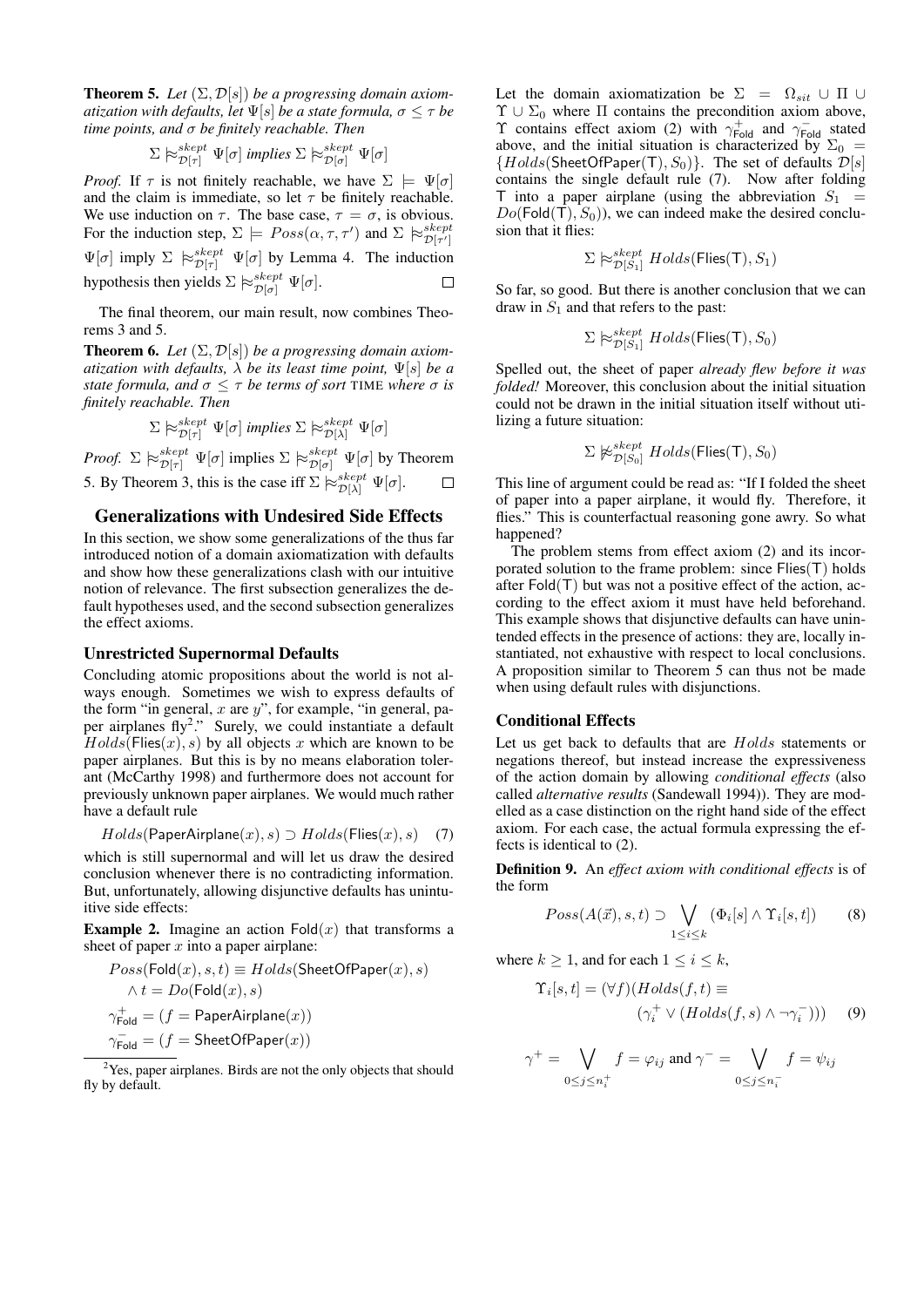**Theorem 5.** *Let $(\Sigma, \mathcal{D}[s])$ be a progressing domain axiomatization with defaults, let $\Psi[s]$ be a state formula, $\sigma \leq \tau$ be time points, and $\sigma$ be finitely reachable. Then*

$$\Sigma \approx^{skept}_{\mathcal{D}[\tau]} \Psi[\sigma] \text{ implies } \Sigma \approx^{skept}_{\mathcal{D}[\sigma]} \Psi[\sigma]$$

*Proof.* If $\tau$ is not finitely reachable, we have $\Sigma \models \Psi[\sigma]$ and the claim is immediate, so let $\tau$ be finitely reachable. We use induction on $\tau$. The base case, $\tau = \sigma$, is obvious. For the induction step, $\Sigma \models Poss(\alpha, \tau, \tau')$ and $\Sigma \approx^{skept}_{\mathcal{D}[\tau']} \Psi[\sigma]$ imply $\Sigma \approx^{skept}_{\mathcal{D}[\tau]} \Psi[\sigma]$ by Lemma 4. The induction hypothesis then yields $\Sigma \approx^{skept}_{\mathcal{D}[\sigma]} \Psi[\sigma]$. □

The final theorem, our main result, now combines Theorems 3 and 5.

**Theorem 6.** *Let $(\Sigma, \mathcal{D}[s])$ be a progressing domain axiomatization with defaults, $\lambda$ be its least time point, $\Psi[s]$ be a state formula, and $\sigma \leq \tau$ be terms of sort* TIME *where $\sigma$ is finitely reachable. Then*

$$\Sigma \approx^{skept}_{\mathcal{D}[\tau]} \Psi[\sigma] \text{ implies } \Sigma \approx^{skept}_{\mathcal{D}[\lambda]} \Psi[\sigma]$$

*Proof.* $\Sigma \approx^{skept}_{\mathcal{D}[\tau]} \Psi[\sigma]$ implies $\Sigma \approx^{skept}_{\mathcal{D}[\sigma]} \Psi[\sigma]$ by Theorem 5. By Theorem 3, this is the case iff $\Sigma \approx^{skept}_{\mathcal{D}[\lambda]} \Psi[\sigma]$. □

## Generalizations with Undesired Side Effects

In this section, we show some generalizations of the thus far introduced notion of a domain axiomatization with defaults and show how these generalizations clash with our intuitive notion of relevance. The first subsection generalizes the default hypotheses used, and the second subsection generalizes the effect axioms.

### Unrestricted Supernormal Defaults

Concluding atomic propositions about the world is not always enough. Sometimes we wish to express defaults of the form "in general, $x$ are $y$", for example, "in general, paper airplanes fly[2]." Surely, we could instantiate a default $Holds(\mathsf{Flies}(x), s)$ by all objects $x$ which are known to be paper airplanes. But this is by no means elaboration tolerant (McCarthy 1998) and furthermore does not account for previously unknown paper airplanes. We would much rather have a default rule

$$Holds(\mathsf{PaperAirplane}(x), s) \supset Holds(\mathsf{Flies}(x), s) \quad (7)$$

which is still supernormal and will let us draw the desired conclusion whenever there is no contradicting information. But, unfortunately, allowing disjunctive defaults has unintuitive side effects:

**Example 2.** Imagine an action $\mathsf{Fold}(x)$ that transforms a sheet of paper $x$ into a paper airplane:

$$Poss(\mathsf{Fold}(x), s, t) \equiv Holds(\mathsf{SheetOfPaper}(x), s)$$
$$\wedge\ t = Do(\mathsf{Fold}(x), s)$$
$$\gamma^+_{\mathsf{Fold}} = (f = \mathsf{PaperAirplane}(x))$$
$$\gamma^-_{\mathsf{Fold}} = (f = \mathsf{SheetOfPaper}(x))$$

[2] Yes, paper airplanes. Birds are not the only objects that should fly by default.

Let the domain axiomatization be $\Sigma = \Omega_{sit} \cup \Pi \cup \Upsilon \cup \Sigma_0$ where $\Pi$ contains the precondition axiom above, $\Upsilon$ contains effect axiom (2) with $\gamma^+_{\mathsf{Fold}}$ and $\gamma^-_{\mathsf{Fold}}$ stated above, and the initial situation is characterized by $\Sigma_0 = \{Holds(\mathsf{SheetOfPaper}(\mathsf{T}), S_0)\}$. The set of defaults $\mathcal{D}[s]$ contains the single default rule (7). Now after folding $\mathsf{T}$ into a paper airplane (using the abbreviation $S_1 = Do(\mathsf{Fold}(\mathsf{T}), S_0)$), we can indeed make the desired conclusion that it flies:

$$\Sigma \approx^{skept}_{\mathcal{D}[S_1]} Holds(\mathsf{Flies}(\mathsf{T}), S_1)$$

So far, so good. But there is another conclusion that we can draw in $S_1$ and that refers to the past:

$$\Sigma \approx^{skept}_{\mathcal{D}[S_1]} Holds(\mathsf{Flies}(\mathsf{T}), S_0)$$

Spelled out, the sheet of paper *already flew before it was folded!* Moreover, this conclusion about the initial situation could not be drawn in the initial situation itself without utilizing a future situation:

$$\Sigma \not\approx^{skept}_{\mathcal{D}[S_0]} Holds(\mathsf{Flies}(\mathsf{T}), S_0)$$

This line of argument could be read as: "If I folded the sheet of paper into a paper airplane, it would fly. Therefore, it flies." This is counterfactual reasoning gone awry. So what happened?

The problem stems from effect axiom (2) and its incorporated solution to the frame problem: since $\mathsf{Flies}(\mathsf{T})$ holds after $\mathsf{Fold}(\mathsf{T})$ but was not a positive effect of the action, according to the effect axiom it must have held beforehand. This example shows that disjunctive defaults can have unintended effects in the presence of actions: they are, locally instantiated, not exhaustive with respect to local conclusions. A proposition similar to Theorem 5 can thus not be made when using default rules with disjunctions.

### Conditional Effects

Let us get back to defaults that are $Holds$ statements or negations thereof, but instead increase the expressiveness of the action domain by allowing *conditional effects* (also called *alternative results* (Sandewall 1994)). They are modelled as a case distinction on the right hand side of the effect axiom. For each case, the actual formula expressing the effects is identical to (2).

**Definition 9.** An *effect axiom with conditional effects* is of the form

$$Poss(A(\vec{x}), s, t) \supset \bigvee_{1 \leq i \leq k} (\Phi_i[s] \wedge \Upsilon_i[s, t]) \quad (8)$$

where $k \geq 1$, and for each $1 \leq i \leq k$,

$$\Upsilon_i[s, t] = (\forall f)(Holds(f, t) \equiv$$
$$(\gamma^+_i \vee (Holds(f, s) \wedge \neg\gamma^-_i))) \quad (9)$$

$$\gamma^+ = \bigvee_{0 \leq j \leq n^+_i} f = \varphi_{ij} \text{ and } \gamma^- = \bigvee_{0 \leq j \leq n^-_i} f = \psi_{ij}$$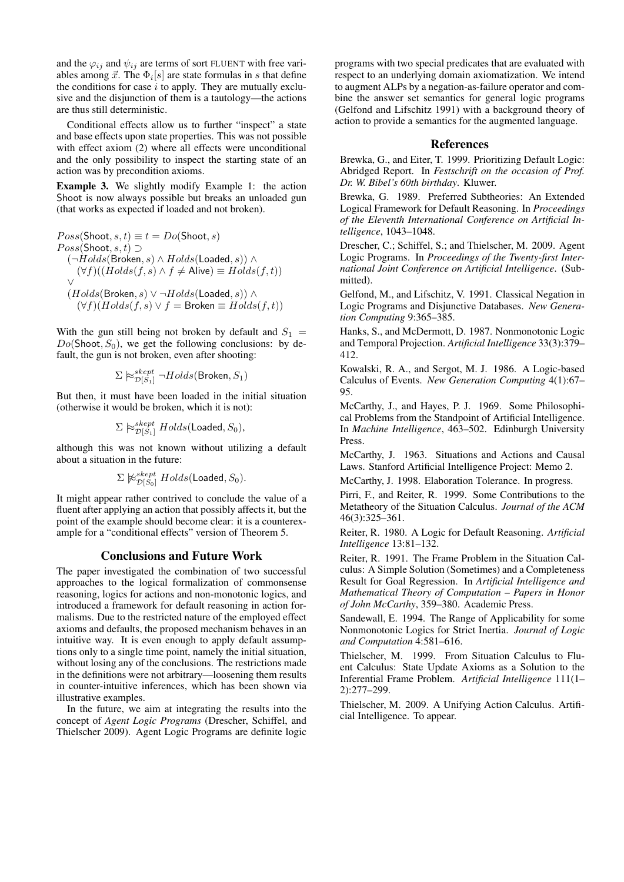and the $\varphi_{ij}$ and $\psi_{ij}$ are terms of sort FLUENT with free variables among $\vec{x}$. The $\Phi_i[s]$ are state formulas in $s$ that define the conditions for case $i$ to apply. They are mutually exclusive and the disjunction of them is a tautology—the actions are thus still deterministic.

Conditional effects allow us to further "inspect" a state and base effects upon state properties. This was not possible with effect axiom (2) where all effects were unconditional and the only possibility to inspect the starting state of an action was by precondition axioms.

**Example 3.** We slightly modify Example 1: the action Shoot is now always possible but breaks an unloaded gun (that works as expected if loaded and not broken).

$$
\begin{aligned}
&Poss(\mathsf{Shoot}, s, t) \equiv t = Do(\mathsf{Shoot}, s)\\
&Poss(\mathsf{Shoot}, s, t) \supset\\
&\quad (\neg Holds(\mathsf{Broken}, s) \wedge Holds(\mathsf{Loaded}, s)) \wedge\\
&\qquad (\forall f)((Holds(f, s) \wedge f \neq \mathsf{Alive}) \equiv Holds(f, t))\\
&\quad \vee\\
&\quad (Holds(\mathsf{Broken}, s) \vee \neg Holds(\mathsf{Loaded}, s)) \wedge\\
&\qquad (\forall f)(Holds(f, s) \vee f = \mathsf{Broken} \equiv Holds(f, t))
\end{aligned}
$$

With the gun still being not broken by default and $S_1 = Do(\mathsf{Shoot}, S_0)$, we get the following conclusions: by default, the gun is not broken, even after shooting:

$$\Sigma \mathrel{|\!\!\approx}^{skept}_{\mathcal{D}[S_1]} \neg Holds(\mathsf{Broken}, S_1)$$

But then, it must have been loaded in the initial situation (otherwise it would be broken, which it is not):

$$\Sigma \mathrel{|\!\!\approx}^{skept}_{\mathcal{D}[S_1]} Holds(\mathsf{Loaded}, S_0),$$

although this was not known without utilizing a default about a situation in the future:

$$\Sigma \not\mathrel{|\!\!\approx}^{skept}_{\mathcal{D}[S_0]} Holds(\mathsf{Loaded}, S_0).$$

It might appear rather contrived to conclude the value of a fluent after applying an action that possibly affects it, but the point of the example should become clear: it is a counterexample for a "conditional effects" version of Theorem 5.

## Conclusions and Future Work

The paper investigated the combination of two successful approaches to the logical formalization of commonsense reasoning, logics for actions and non-monotonic logics, and introduced a framework for default reasoning in action formalisms. Due to the restricted nature of the employed effect axioms and defaults, the proposed mechanism behaves in an intuitive way. It is even enough to apply default assumptions only to a single time point, namely the initial situation, without losing any of the conclusions. The restrictions made in the definitions were not arbitrary—loosening them results in counter-intuitive inferences, which has been shown via illustrative examples.

In the future, we aim at integrating the results into the concept of *Agent Logic Programs* (Drescher, Schiffel, and Thielscher 2009). Agent Logic Programs are definite logic programs with two special predicates that are evaluated with respect to an underlying domain axiomatization. We intend to augment ALPs by a negation-as-failure operator and combine the answer set semantics for general logic programs (Gelfond and Lifschitz 1991) with a background theory of action to provide a semantics for the augmented language.

## References

Brewka, G., and Eiter, T. 1999. Prioritizing Default Logic: Abridged Report. In *Festschrift on the occasion of Prof. Dr. W. Bibel's 60th birthday*. Kluwer.

Brewka, G. 1989. Preferred Subtheories: An Extended Logical Framework for Default Reasoning. In *Proceedings of the Eleventh International Conference on Artificial Intelligence*, 1043–1048.

Drescher, C.; Schiffel, S.; and Thielscher, M. 2009. Agent Logic Programs. In *Proceedings of the Twenty-first International Joint Conference on Artificial Intelligence*. (Submitted).

Gelfond, M., and Lifschitz, V. 1991. Classical Negation in Logic Programs and Disjunctive Databases. *New Generation Computing* 9:365–385.

Hanks, S., and McDermott, D. 1987. Nonmonotonic Logic and Temporal Projection. *Artificial Intelligence* 33(3):379–412.

Kowalski, R. A., and Sergot, M. J. 1986. A Logic-based Calculus of Events. *New Generation Computing* 4(1):67–95.

McCarthy, J., and Hayes, P. J. 1969. Some Philosophical Problems from the Standpoint of Artificial Intelligence. In *Machine Intelligence*, 463–502. Edinburgh University Press.

McCarthy, J. 1963. Situations and Actions and Causal Laws. Stanford Artificial Intelligence Project: Memo 2.

McCarthy, J. 1998. Elaboration Tolerance. In progress.

Pirri, F., and Reiter, R. 1999. Some Contributions to the Metatheory of the Situation Calculus. *Journal of the ACM* 46(3):325–361.

Reiter, R. 1980. A Logic for Default Reasoning. *Artificial Intelligence* 13:81–132.

Reiter, R. 1991. The Frame Problem in the Situation Calculus: A Simple Solution (Sometimes) and a Completeness Result for Goal Regression. In *Artificial Intelligence and Mathematical Theory of Computation – Papers in Honor of John McCarthy*, 359–380. Academic Press.

Sandewall, E. 1994. The Range of Applicability for some Nonmonotonic Logics for Strict Inertia. *Journal of Logic and Computation* 4:581–616.

Thielscher, M. 1999. From Situation Calculus to Fluent Calculus: State Update Axioms as a Solution to the Inferential Frame Problem. *Artificial Intelligence* 111(1–2):277–299.

Thielscher, M. 2009. A Unifying Action Calculus. Artificial Intelligence. To appear.